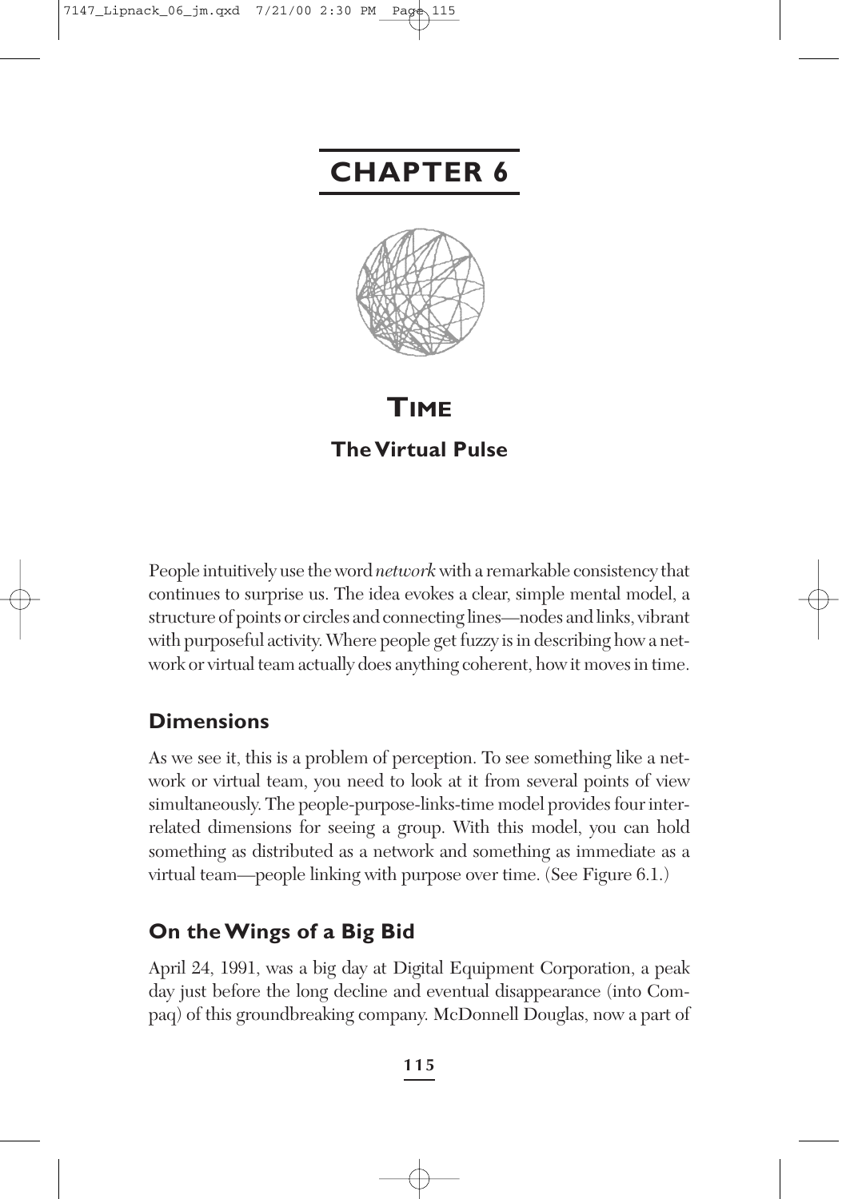# CHAPTER 6

# TIME

## The Virtual Pulse

People intuitively use the word *network* with a remarkable consistency that continues to surprise us. The idea evokes a clear, simple mental model, a structure of points or circles and connecting lines—nodes and links, vibrant with purposeful activity. Where people get fuzzy is in describing how a network or virtual team actually does anything coherent, how it moves in time.

### Dimensions

As we see it, this is a problem of perception. To see something like a network or virtual team, you need to look at it from several points of view simultaneously. The people-purpose-links-time model provides four interrelated dimensions for seeing a group. With this model, you can hold something as distributed as a network and something as immediate as a virtual team—people linking with purpose over time. (See Figure 6.1.)

### On the Wings of a Big Bid

April 24, 1991, was a big day at Digital Equipment Corporation, a peak day just before the long decline and eventual disappearance (into Compaq) of this groundbreaking company. McDonnell Douglas, now a part of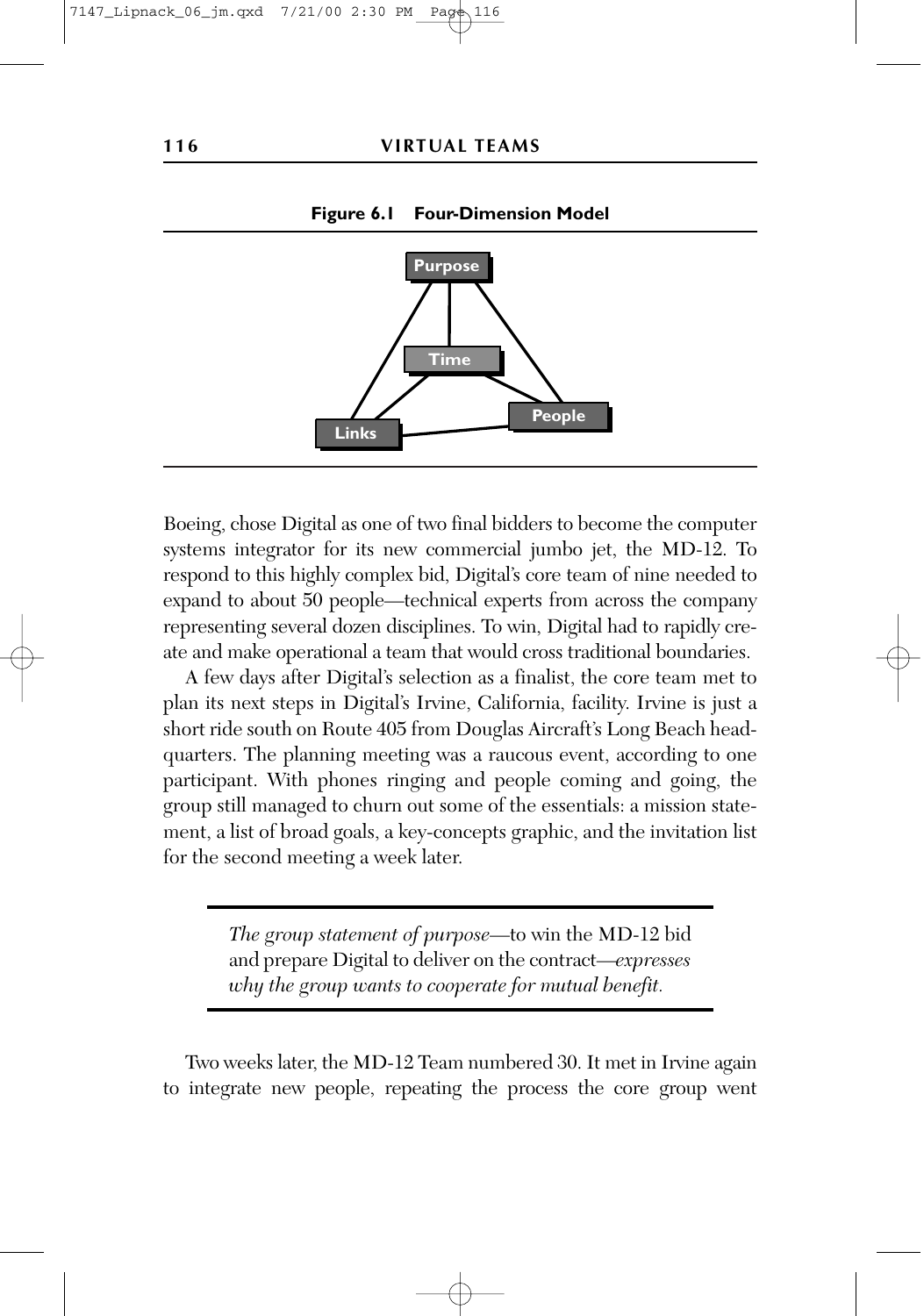**Figure 6.1 Four-Dimension Model**

Purpose

Time

People

Links

Boeing, chose Digital as one of two final bidders to become the computer systems integrator for its new commercial jumbo jet, the MD-12. To respond to this highly complex bid, Digital's core team of nine needed to expand to about 50 people—technical experts from across the company representing several dozen disciplines. To win, Digital had to rapidly create and make operational a team that would cross traditional boundaries.

A few days after Digital's selection as a finalist, the core team met to plan its next steps in Digital's Irvine, California, facility. Irvine is just a short ride south on Route 405 from Douglas Aircraft's Long Beach headquarters. The planning meeting was a raucous event, according to one participant. With phones ringing and people coming and going, the group still managed to churn out some of the essentials: a mission statement, a list of broad goals, a key-concepts graphic, and the invitation list for the second meeting a week later.

> *The group statement of purpose*—to win the MD-12 bid and prepare Digital to deliver on the contract—*expresses why the group wants to cooperate for mutual benefit.*

Two weeks later, the MD-12 Team numbered 30. It met in Irvine again to integrate new people, repeating the process the core group went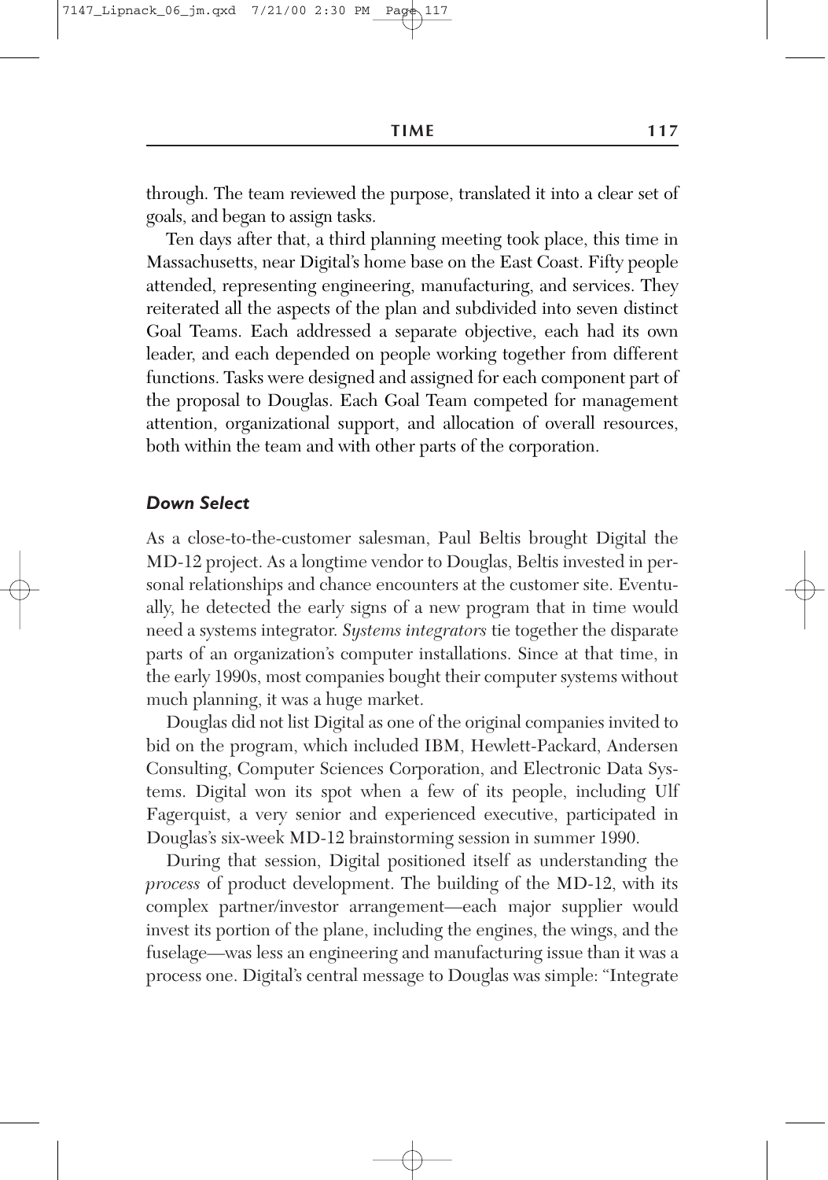through. The team reviewed the purpose, translated it into a clear set of goals, and began to assign tasks.

Ten days after that, a third planning meeting took place, this time in Massachusetts, near Digital's home base on the East Coast. Fifty people attended, representing engineering, manufacturing, and services. They reiterated all the aspects of the plan and subdivided into seven distinct Goal Teams. Each addressed a separate objective, each had its own leader, and each depended on people working together from different functions. Tasks were designed and assigned for each component part of the proposal to Douglas. Each Goal Team competed for management attention, organizational support, and allocation of overall resources, both within the team and with other parts of the corporation.

### *Down Select*

As a close-to-the-customer salesman, Paul Beltis brought Digital the MD-12 project. As a longtime vendor to Douglas, Beltis invested in personal relationships and chance encounters at the customer site. Eventually, he detected the early signs of a new program that in time would need a systems integrator. *Systems integrators* tie together the disparate parts of an organization's computer installations. Since at that time, in the early 1990s, most companies bought their computer systems without much planning, it was a huge market.

Douglas did not list Digital as one of the original companies invited to bid on the program, which included IBM, Hewlett-Packard, Andersen Consulting, Computer Sciences Corporation, and Electronic Data Systems. Digital won its spot when a few of its people, including Ulf Fagerquist, a very senior and experienced executive, participated in Douglas's six-week MD-12 brainstorming session in summer 1990.

During that session, Digital positioned itself as understanding the *process* of product development. The building of the MD-12, with its complex partner/investor arrangement—each major supplier would invest its portion of the plane, including the engines, the wings, and the fuselage—was less an engineering and manufacturing issue than it was a process one. Digital's central message to Douglas was simple: "Integrate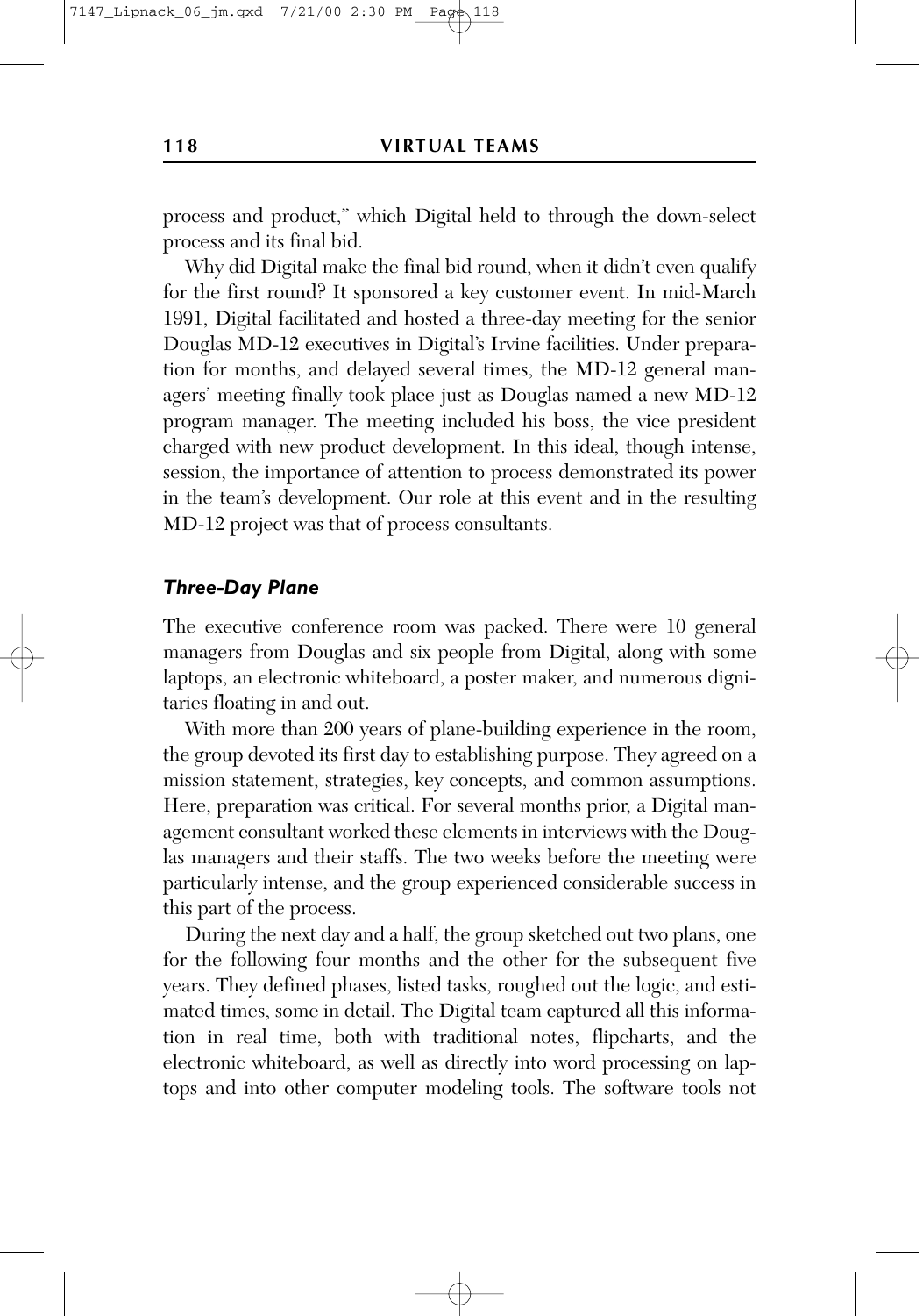process and product," which Digital held to through the down-select process and its final bid.

Why did Digital make the final bid round, when it didn't even qualify for the first round? It sponsored a key customer event. In mid-March 1991, Digital facilitated and hosted a three-day meeting for the senior Douglas MD-12 executives in Digital's Irvine facilities. Under preparation for months, and delayed several times, the MD-12 general managers' meeting finally took place just as Douglas named a new MD-12 program manager. The meeting included his boss, the vice president charged with new product development. In this ideal, though intense, session, the importance of attention to process demonstrated its power in the team's development. Our role at this event and in the resulting MD-12 project was that of process consultants.

### *Three-Day Plane*

The executive conference room was packed. There were 10 general managers from Douglas and six people from Digital, along with some laptops, an electronic whiteboard, a poster maker, and numerous dignitaries floating in and out.

With more than 200 years of plane-building experience in the room, the group devoted its first day to establishing purpose. They agreed on a mission statement, strategies, key concepts, and common assumptions. Here, preparation was critical. For several months prior, a Digital management consultant worked these elements in interviews with the Douglas managers and their staffs. The two weeks before the meeting were particularly intense, and the group experienced considerable success in this part of the process.

During the next day and a half, the group sketched out two plans, one for the following four months and the other for the subsequent five years. They defined phases, listed tasks, roughed out the logic, and estimated times, some in detail. The Digital team captured all this information in real time, both with traditional notes, flipcharts, and the electronic whiteboard, as well as directly into word processing on laptops and into other computer modeling tools. The software tools not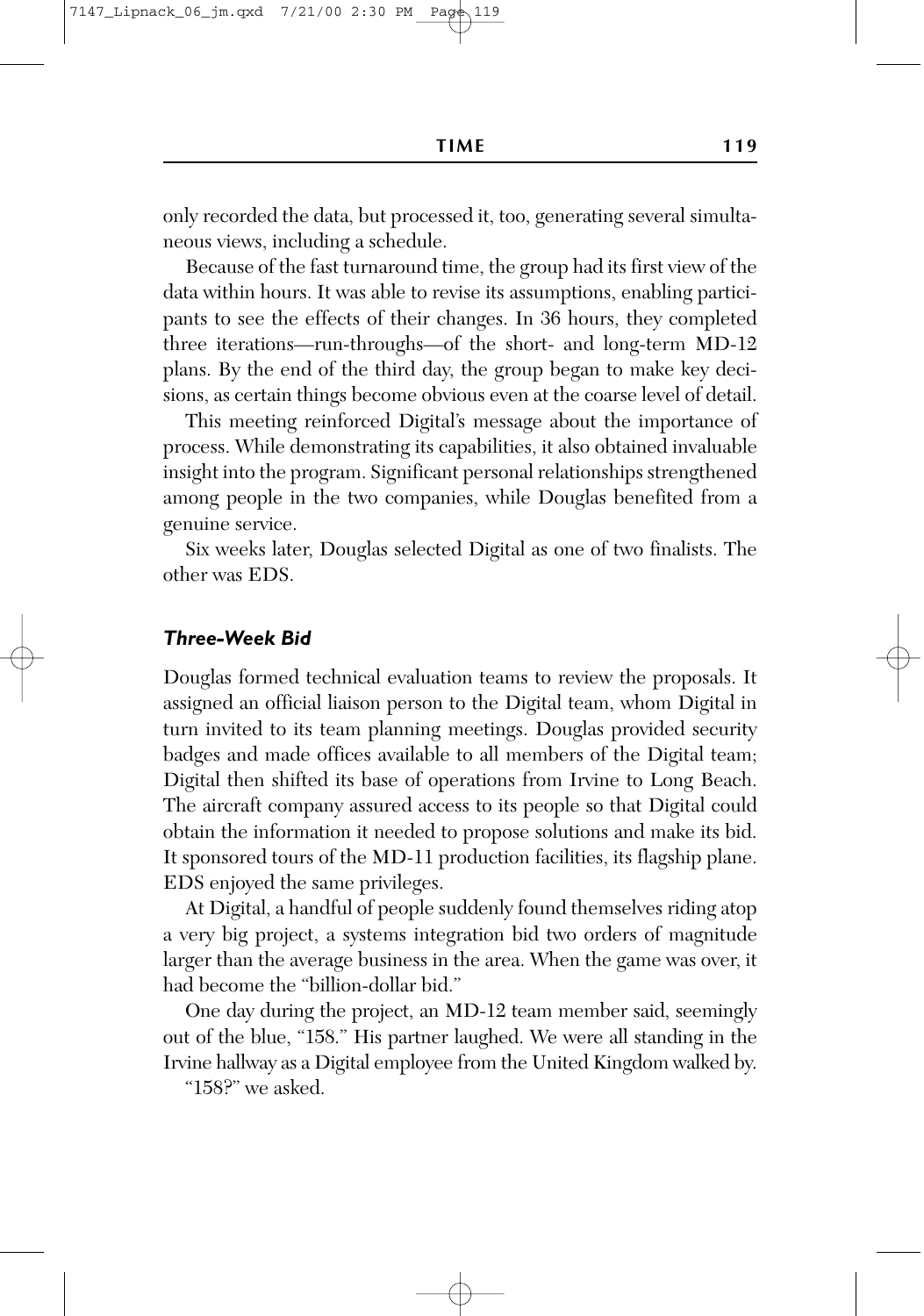only recorded the data, but processed it, too, generating several simultaneous views, including a schedule.

Because of the fast turnaround time, the group had its first view of the data within hours. It was able to revise its assumptions, enabling participants to see the effects of their changes. In 36 hours, they completed three iterations—run-throughs—of the short- and long-term MD-12 plans. By the end of the third day, the group began to make key decisions, as certain things become obvious even at the coarse level of detail.

This meeting reinforced Digital's message about the importance of process. While demonstrating its capabilities, it also obtained invaluable insight into the program. Significant personal relationships strengthened among people in the two companies, while Douglas benefited from a genuine service.

Six weeks later, Douglas selected Digital as one of two finalists. The other was EDS.

### *Three-Week Bid*

Douglas formed technical evaluation teams to review the proposals. It assigned an official liaison person to the Digital team, whom Digital in turn invited to its team planning meetings. Douglas provided security badges and made offices available to all members of the Digital team; Digital then shifted its base of operations from Irvine to Long Beach. The aircraft company assured access to its people so that Digital could obtain the information it needed to propose solutions and make its bid. It sponsored tours of the MD-11 production facilities, its flagship plane. EDS enjoyed the same privileges.

At Digital, a handful of people suddenly found themselves riding atop a very big project, a systems integration bid two orders of magnitude larger than the average business in the area. When the game was over, it had become the "billion-dollar bid."

One day during the project, an MD-12 team member said, seemingly out of the blue, "158." His partner laughed. We were all standing in the Irvine hallway as a Digital employee from the United Kingdom walked by.

"158?" we asked.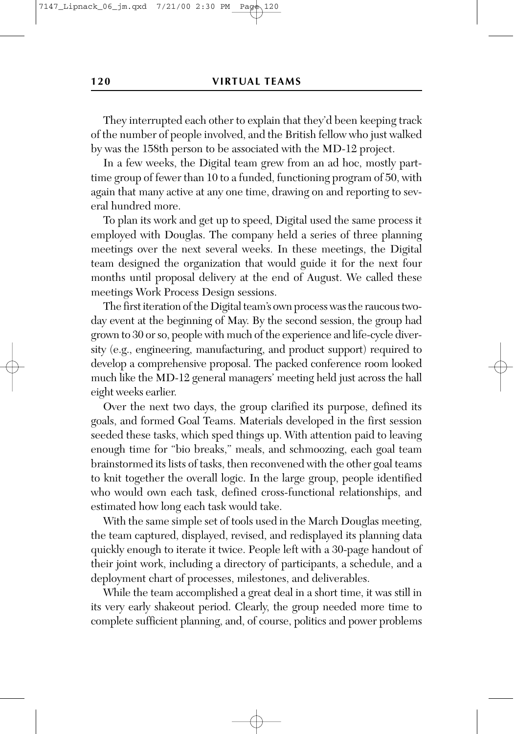They interrupted each other to explain that they'd been keeping track of the number of people involved, and the British fellow who just walked by was the 158th person to be associated with the MD-12 project.

In a few weeks, the Digital team grew from an ad hoc, mostly part-time group of fewer than 10 to a funded, functioning program of 50, with again that many active at any one time, drawing on and reporting to several hundred more.

To plan its work and get up to speed, Digital used the same process it employed with Douglas. The company held a series of three planning meetings over the next several weeks. In these meetings, the Digital team designed the organization that would guide it for the next four months until proposal delivery at the end of August. We called these meetings Work Process Design sessions.

The first iteration of the Digital team's own process was the raucous two-day event at the beginning of May. By the second session, the group had grown to 30 or so, people with much of the experience and life-cycle diversity (e.g., engineering, manufacturing, and product support) required to develop a comprehensive proposal. The packed conference room looked much like the MD-12 general managers' meeting held just across the hall eight weeks earlier.

Over the next two days, the group clarified its purpose, defined its goals, and formed Goal Teams. Materials developed in the first session seeded these tasks, which sped things up. With attention paid to leaving enough time for "bio breaks," meals, and schmoozing, each goal team brainstormed its lists of tasks, then reconvened with the other goal teams to knit together the overall logic. In the large group, people identified who would own each task, defined cross-functional relationships, and estimated how long each task would take.

With the same simple set of tools used in the March Douglas meeting, the team captured, displayed, revised, and redisplayed its planning data quickly enough to iterate it twice. People left with a 30-page handout of their joint work, including a directory of participants, a schedule, and a deployment chart of processes, milestones, and deliverables.

While the team accomplished a great deal in a short time, it was still in its very early shakeout period. Clearly, the group needed more time to complete sufficient planning, and, of course, politics and power problems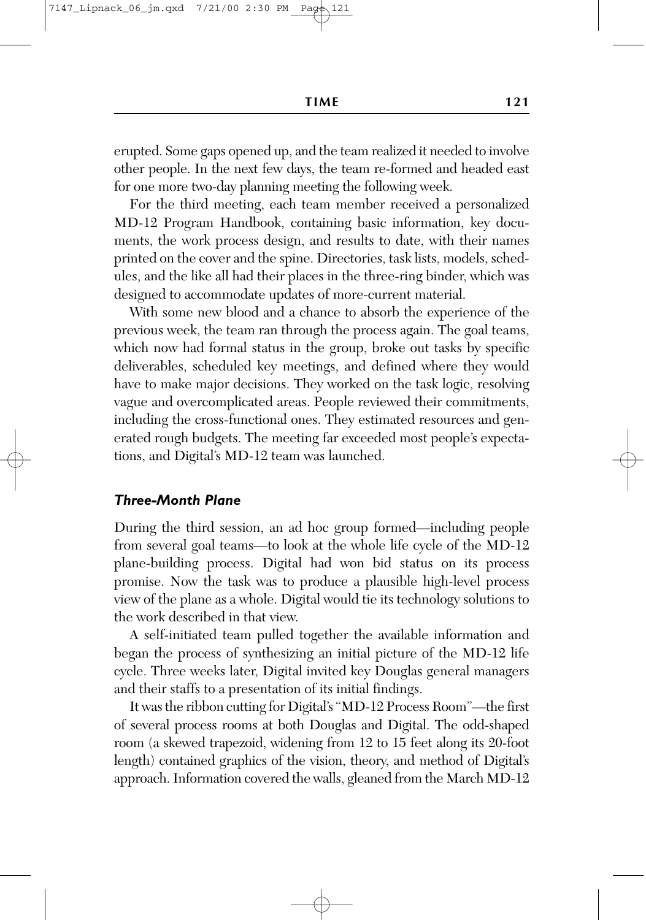erupted. Some gaps opened up, and the team realized it needed to involve other people. In the next few days, the team re-formed and headed east for one more two-day planning meeting the following week.

For the third meeting, each team member received a personalized MD-12 Program Handbook, containing basic information, key documents, the work process design, and results to date, with their names printed on the cover and the spine. Directories, task lists, models, schedules, and the like all had their places in the three-ring binder, which was designed to accommodate updates of more-current material.

With some new blood and a chance to absorb the experience of the previous week, the team ran through the process again. The goal teams, which now had formal status in the group, broke out tasks by specific deliverables, scheduled key meetings, and defined where they would have to make major decisions. They worked on the task logic, resolving vague and overcomplicated areas. People reviewed their commitments, including the cross-functional ones. They estimated resources and generated rough budgets. The meeting far exceeded most people's expectations, and Digital's MD-12 team was launched.

### *Three-Month Plane*

During the third session, an ad hoc group formed—including people from several goal teams—to look at the whole life cycle of the MD-12 plane-building process. Digital had won bid status on its process promise. Now the task was to produce a plausible high-level process view of the plane as a whole. Digital would tie its technology solutions to the work described in that view.

A self-initiated team pulled together the available information and began the process of synthesizing an initial picture of the MD-12 life cycle. Three weeks later, Digital invited key Douglas general managers and their staffs to a presentation of its initial findings.

It was the ribbon cutting for Digital's "MD-12 Process Room"—the first of several process rooms at both Douglas and Digital. The odd-shaped room (a skewed trapezoid, widening from 12 to 15 feet along its 20-foot length) contained graphics of the vision, theory, and method of Digital's approach. Information covered the walls, gleaned from the March MD-12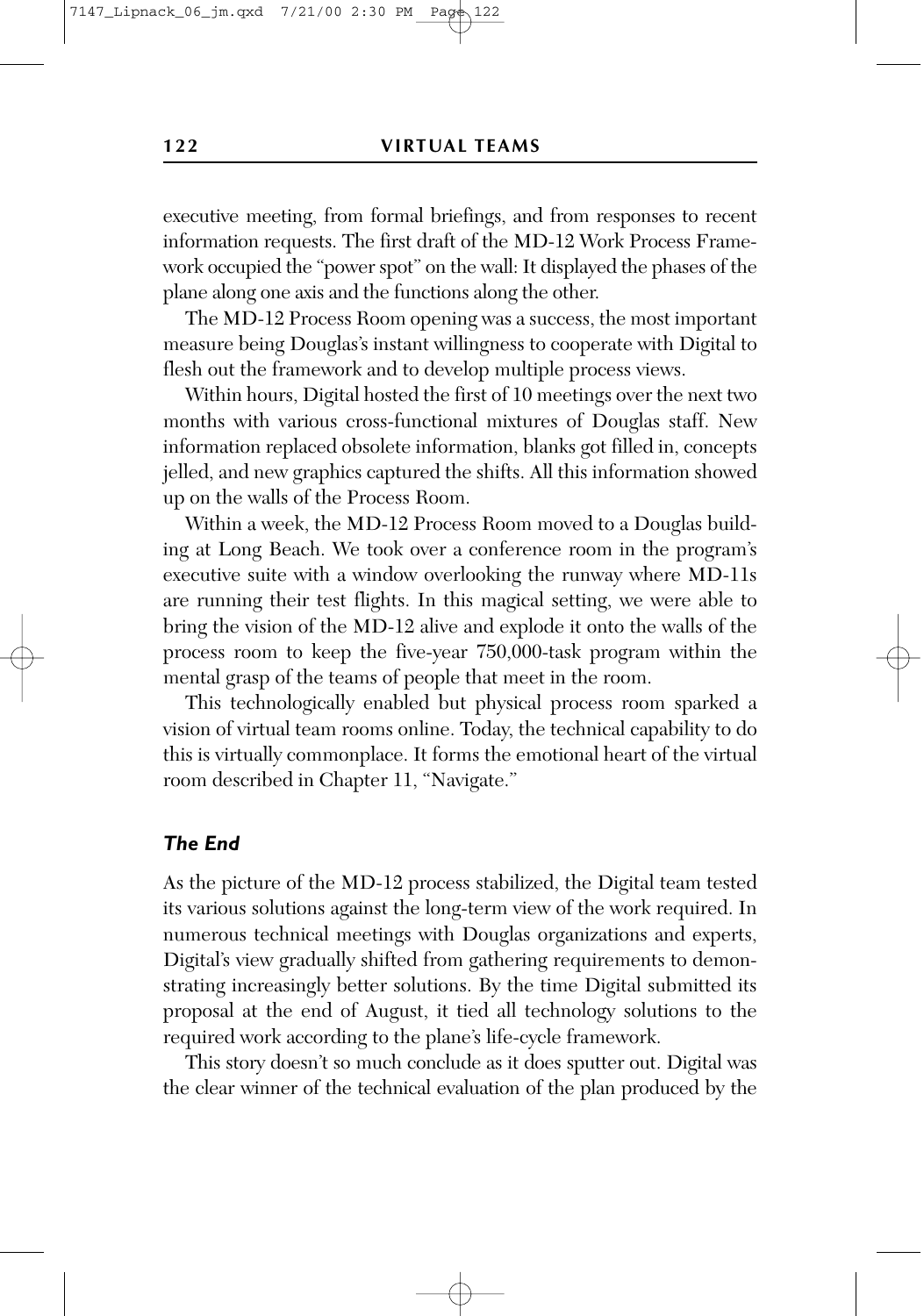executive meeting, from formal briefings, and from responses to recent information requests. The first draft of the MD-12 Work Process Framework occupied the "power spot" on the wall: It displayed the phases of the plane along one axis and the functions along the other.

The MD-12 Process Room opening was a success, the most important measure being Douglas's instant willingness to cooperate with Digital to flesh out the framework and to develop multiple process views.

Within hours, Digital hosted the first of 10 meetings over the next two months with various cross-functional mixtures of Douglas staff. New information replaced obsolete information, blanks got filled in, concepts jelled, and new graphics captured the shifts. All this information showed up on the walls of the Process Room.

Within a week, the MD-12 Process Room moved to a Douglas building at Long Beach. We took over a conference room in the program's executive suite with a window overlooking the runway where MD-11s are running their test flights. In this magical setting, we were able to bring the vision of the MD-12 alive and explode it onto the walls of the process room to keep the five-year 750,000-task program within the mental grasp of the teams of people that meet in the room.

This technologically enabled but physical process room sparked a vision of virtual team rooms online. Today, the technical capability to do this is virtually commonplace. It forms the emotional heart of the virtual room described in Chapter 11, "Navigate."

### *The End*

As the picture of the MD-12 process stabilized, the Digital team tested its various solutions against the long-term view of the work required. In numerous technical meetings with Douglas organizations and experts, Digital's view gradually shifted from gathering requirements to demonstrating increasingly better solutions. By the time Digital submitted its proposal at the end of August, it tied all technology solutions to the required work according to the plane's life-cycle framework.

This story doesn't so much conclude as it does sputter out. Digital was the clear winner of the technical evaluation of the plan produced by the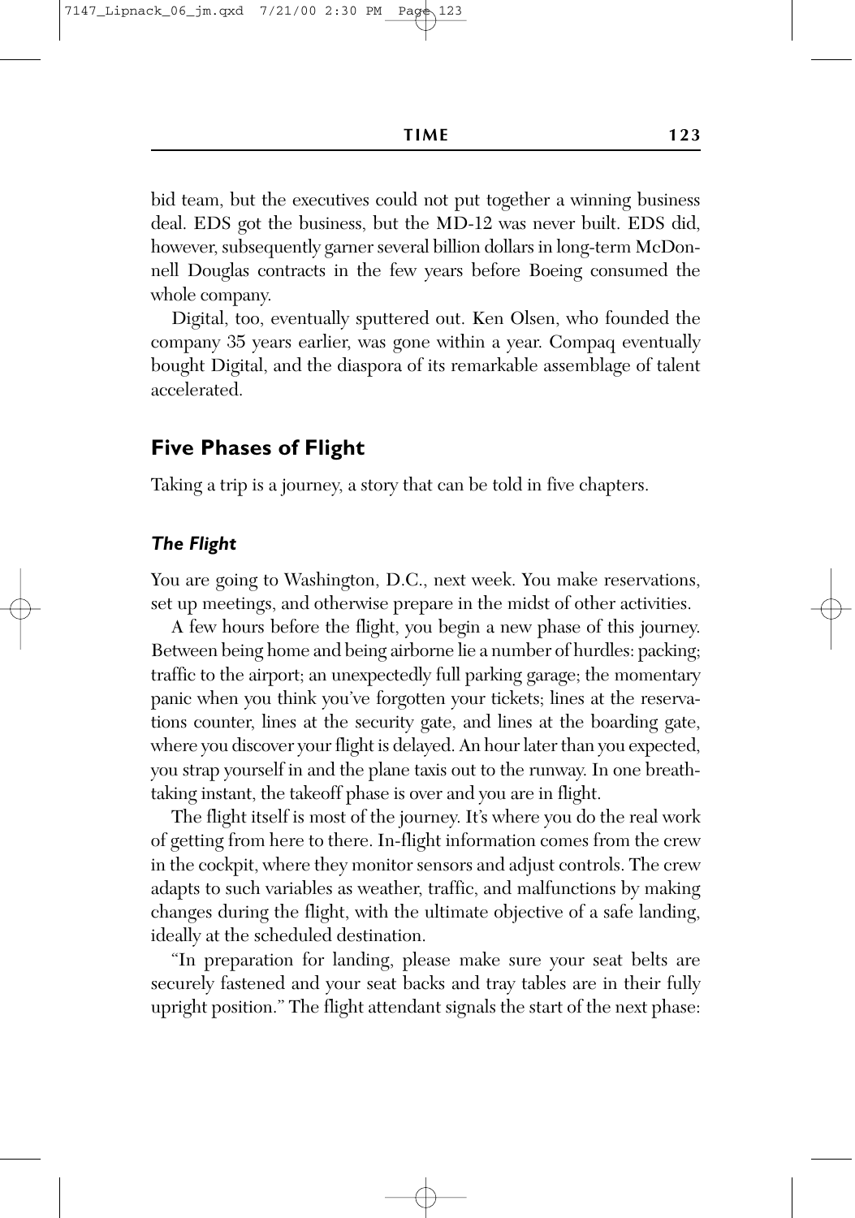bid team, but the executives could not put together a winning business deal. EDS got the business, but the MD-12 was never built. EDS did, however, subsequently garner several billion dollars in long-term McDonnell Douglas contracts in the few years before Boeing consumed the whole company.

Digital, too, eventually sputtered out. Ken Olsen, who founded the company 35 years earlier, was gone within a year. Compaq eventually bought Digital, and the diaspora of its remarkable assemblage of talent accelerated.

## Five Phases of Flight

Taking a trip is a journey, a story that can be told in five chapters.

### *The Flight*

You are going to Washington, D.C., next week. You make reservations, set up meetings, and otherwise prepare in the midst of other activities.

A few hours before the flight, you begin a new phase of this journey. Between being home and being airborne lie a number of hurdles: packing; traffic to the airport; an unexpectedly full parking garage; the momentary panic when you think you've forgotten your tickets; lines at the reservations counter, lines at the security gate, and lines at the boarding gate, where you discover your flight is delayed. An hour later than you expected, you strap yourself in and the plane taxis out to the runway. In one breathtaking instant, the takeoff phase is over and you are in flight.

The flight itself is most of the journey. It's where you do the real work of getting from here to there. In-flight information comes from the crew in the cockpit, where they monitor sensors and adjust controls. The crew adapts to such variables as weather, traffic, and malfunctions by making changes during the flight, with the ultimate objective of a safe landing, ideally at the scheduled destination.

"In preparation for landing, please make sure your seat belts are securely fastened and your seat backs and tray tables are in their fully upright position." The flight attendant signals the start of the next phase: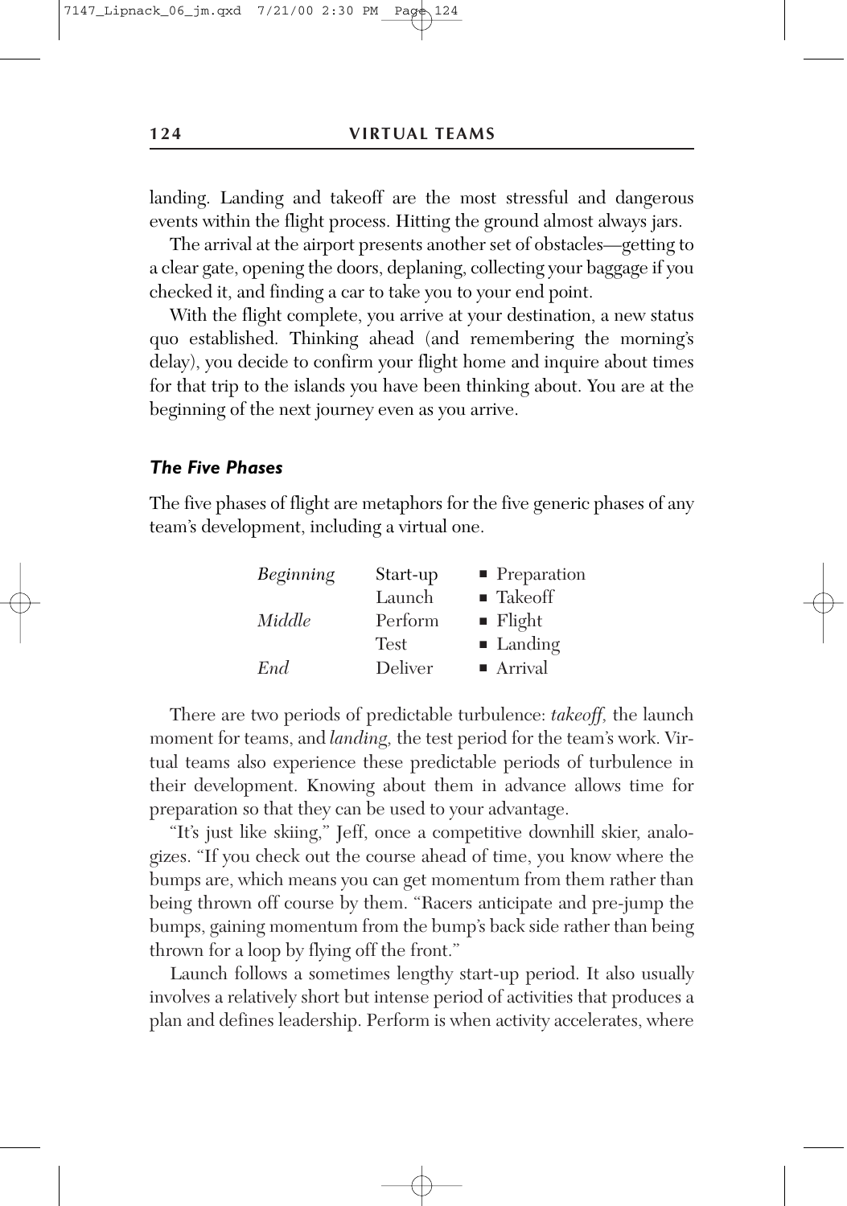landing. Landing and takeoff are the most stressful and dangerous events within the flight process. Hitting the ground almost always jars.

The arrival at the airport presents another set of obstacles—getting to a clear gate, opening the doors, deplaning, collecting your baggage if you checked it, and finding a car to take you to your end point.

With the flight complete, you arrive at your destination, a new status quo established. Thinking ahead (and remembering the morning's delay), you decide to confirm your flight home and inquire about times for that trip to the islands you have been thinking about. You are at the beginning of the next journey even as you arrive.

### *The Five Phases*

The five phases of flight are metaphors for the five generic phases of any team's development, including a virtual one.

| | | |
|---|---|---|
| *Beginning* | Start-up | ■ Preparation |
| | Launch | ■ Takeoff |
| *Middle* | Perform | ■ Flight |
| | Test | ■ Landing |
| *End* | Deliver | ■ Arrival |

There are two periods of predictable turbulence: *takeoff,* the launch moment for teams, and *landing,* the test period for the team's work. Virtual teams also experience these predictable periods of turbulence in their development. Knowing about them in advance allows time for preparation so that they can be used to your advantage.

"It's just like skiing," Jeff, once a competitive downhill skier, analogizes. "If you check out the course ahead of time, you know where the bumps are, which means you can get momentum from them rather than being thrown off course by them. "Racers anticipate and pre-jump the bumps, gaining momentum from the bump's back side rather than being thrown for a loop by flying off the front."

Launch follows a sometimes lengthy start-up period. It also usually involves a relatively short but intense period of activities that produces a plan and defines leadership. Perform is when activity accelerates, where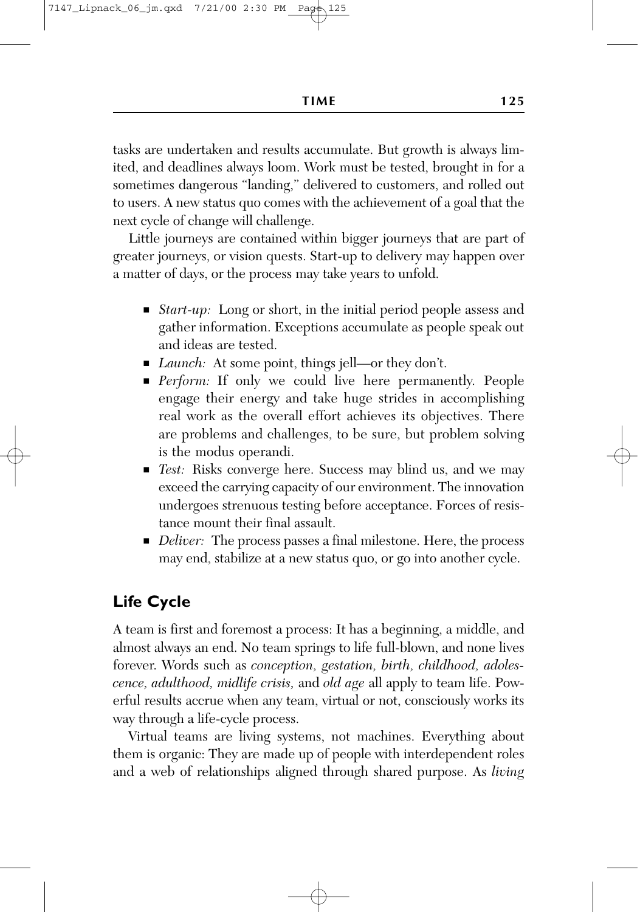tasks are undertaken and results accumulate. But growth is always limited, and deadlines always loom. Work must be tested, brought in for a sometimes dangerous "landing," delivered to customers, and rolled out to users. A new status quo comes with the achievement of a goal that the next cycle of change will challenge.

Little journeys are contained within bigger journeys that are part of greater journeys, or vision quests. Start-up to delivery may happen over a matter of days, or the process may take years to unfold.

- *Start-up:* Long or short, in the initial period people assess and gather information. Exceptions accumulate as people speak out and ideas are tested.
- *Launch:* At some point, things jell—or they don't.
- *Perform:* If only we could live here permanently. People engage their energy and take huge strides in accomplishing real work as the overall effort achieves its objectives. There are problems and challenges, to be sure, but problem solving is the modus operandi.
- *Test:* Risks converge here. Success may blind us, and we may exceed the carrying capacity of our environment. The innovation undergoes strenuous testing before acceptance. Forces of resistance mount their final assault.
- *Deliver:* The process passes a final milestone. Here, the process may end, stabilize at a new status quo, or go into another cycle.

## Life Cycle

A team is first and foremost a process: It has a beginning, a middle, and almost always an end. No team springs to life full-blown, and none lives forever. Words such as *conception, gestation, birth, childhood, adolescence, adulthood, midlife crisis,* and *old age* all apply to team life. Powerful results accrue when any team, virtual or not, consciously works its way through a life-cycle process.

Virtual teams are living systems, not machines. Everything about them is organic: They are made up of people with interdependent roles and a web of relationships aligned through shared purpose. As *living*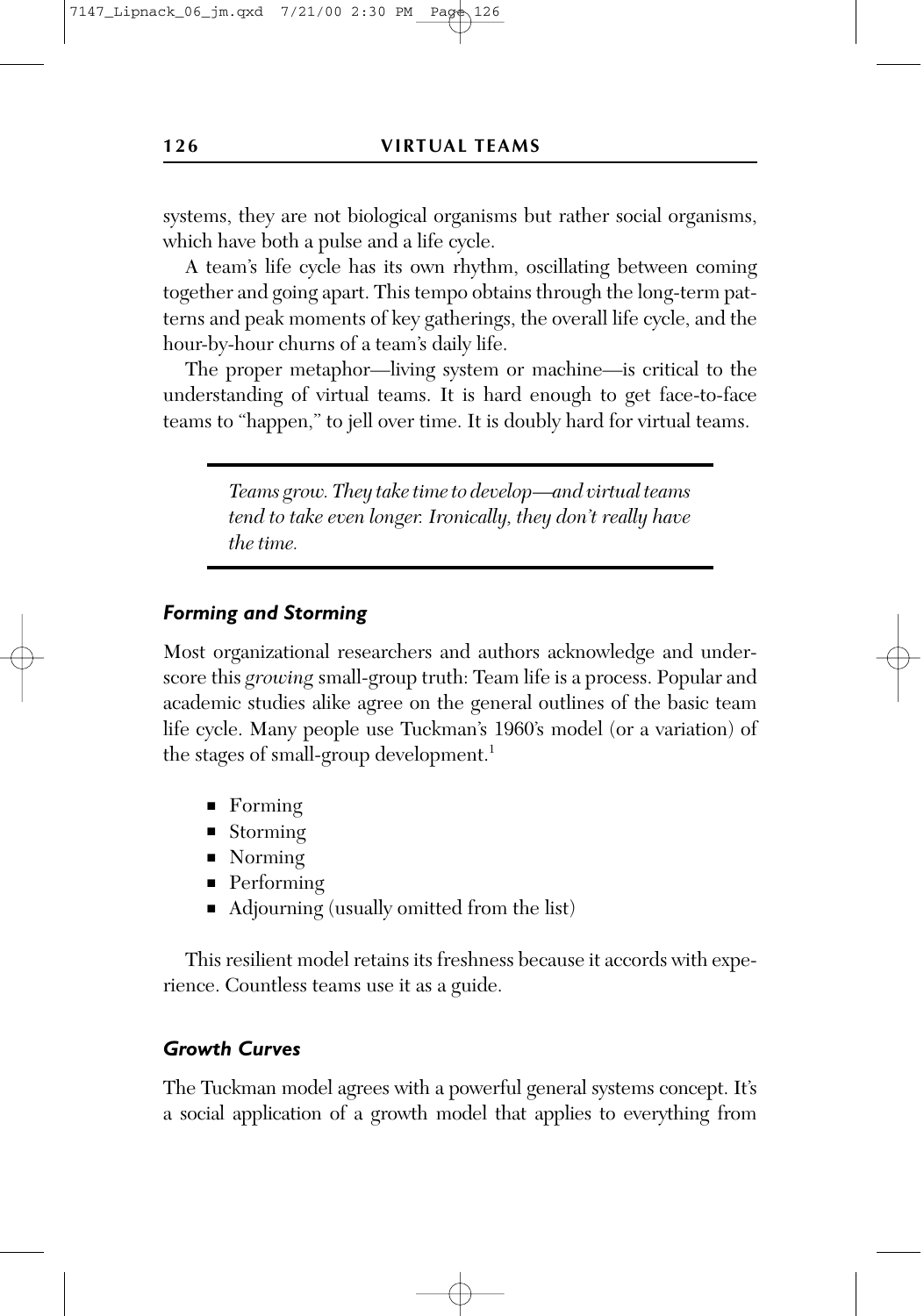systems, they are not biological organisms but rather social organisms, which have both a pulse and a life cycle.

A team's life cycle has its own rhythm, oscillating between coming together and going apart. This tempo obtains through the long-term patterns and peak moments of key gatherings, the overall life cycle, and the hour-by-hour churns of a team's daily life.

The proper metaphor—living system or machine—is critical to the understanding of virtual teams. It is hard enough to get face-to-face teams to "happen," to jell over time. It is doubly hard for virtual teams.

> *Teams grow. They take time to develop—and virtual teams tend to take even longer. Ironically, they don't really have the time.*

### *Forming and Storming*

Most organizational researchers and authors acknowledge and underscore this *growing* small-group truth: Team life is a process. Popular and academic studies alike agree on the general outlines of the basic team life cycle. Many people use Tuckman's 1960's model (or a variation) of the stages of small-group development.[1]

- Forming
- Storming
- Norming
- Performing
- Adjourning (usually omitted from the list)

This resilient model retains its freshness because it accords with experience. Countless teams use it as a guide.

### *Growth Curves*

The Tuckman model agrees with a powerful general systems concept. It's a social application of a growth model that applies to everything from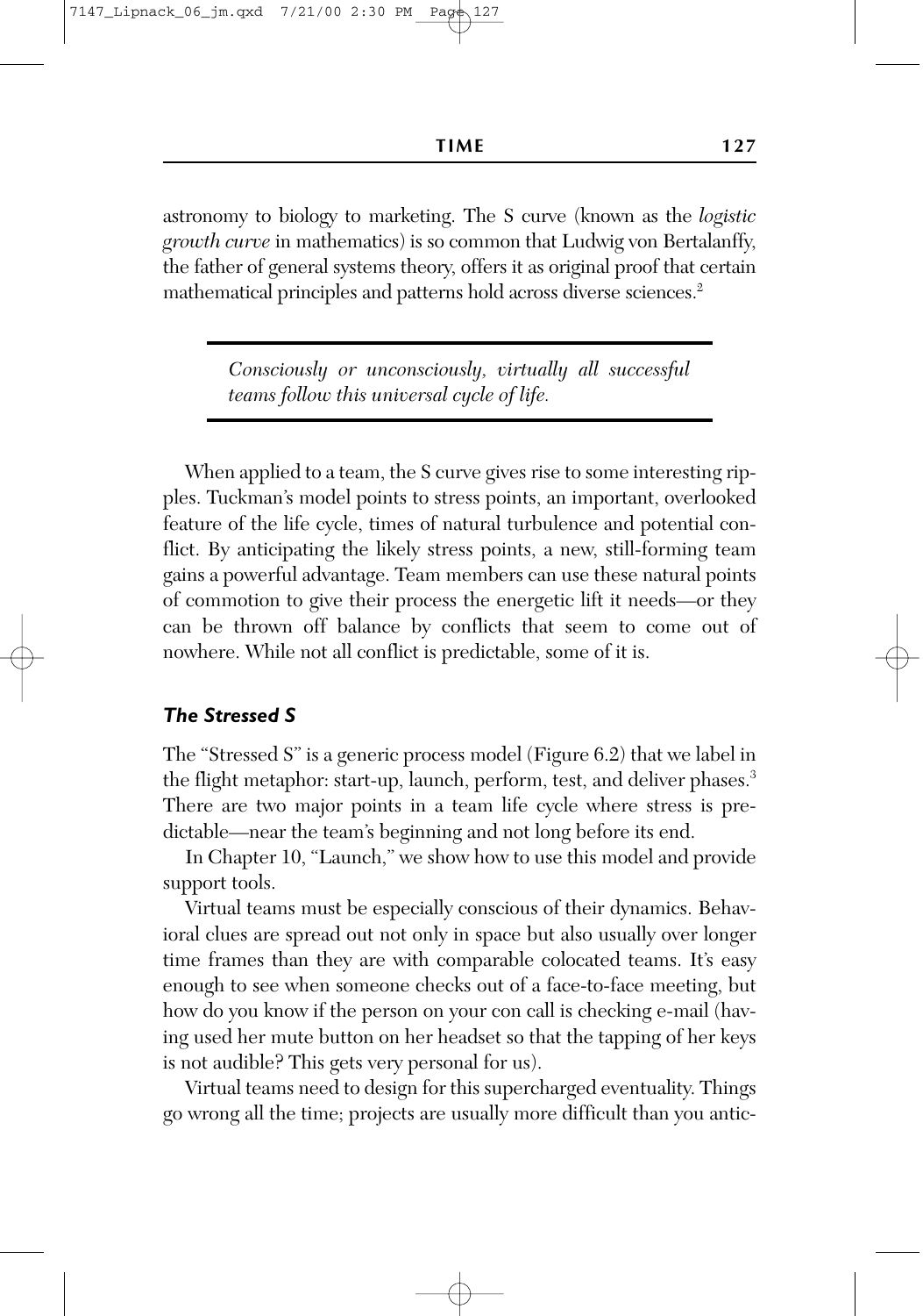astronomy to biology to marketing. The S curve (known as the *logistic growth curve* in mathematics) is so common that Ludwig von Bertalanffy, the father of general systems theory, offers it as original proof that certain mathematical principles and patterns hold across diverse sciences.[2]

> *Consciously or unconsciously, virtually all successful teams follow this universal cycle of life.*

When applied to a team, the S curve gives rise to some interesting ripples. Tuckman's model points to stress points, an important, overlooked feature of the life cycle, times of natural turbulence and potential conflict. By anticipating the likely stress points, a new, still-forming team gains a powerful advantage. Team members can use these natural points of commotion to give their process the energetic lift it needs—or they can be thrown off balance by conflicts that seem to come out of nowhere. While not all conflict is predictable, some of it is.

### *The Stressed S*

The "Stressed S" is a generic process model (Figure 6.2) that we label in the flight metaphor: start-up, launch, perform, test, and deliver phases.[3] There are two major points in a team life cycle where stress is predictable—near the team's beginning and not long before its end.

In Chapter 10, "Launch," we show how to use this model and provide support tools.

Virtual teams must be especially conscious of their dynamics. Behavioral clues are spread out not only in space but also usually over longer time frames than they are with comparable colocated teams. It's easy enough to see when someone checks out of a face-to-face meeting, but how do you know if the person on your con call is checking e-mail (having used her mute button on her headset so that the tapping of her keys is not audible? This gets very personal for us).

Virtual teams need to design for this supercharged eventuality. Things go wrong all the time; projects are usually more difficult than you antic-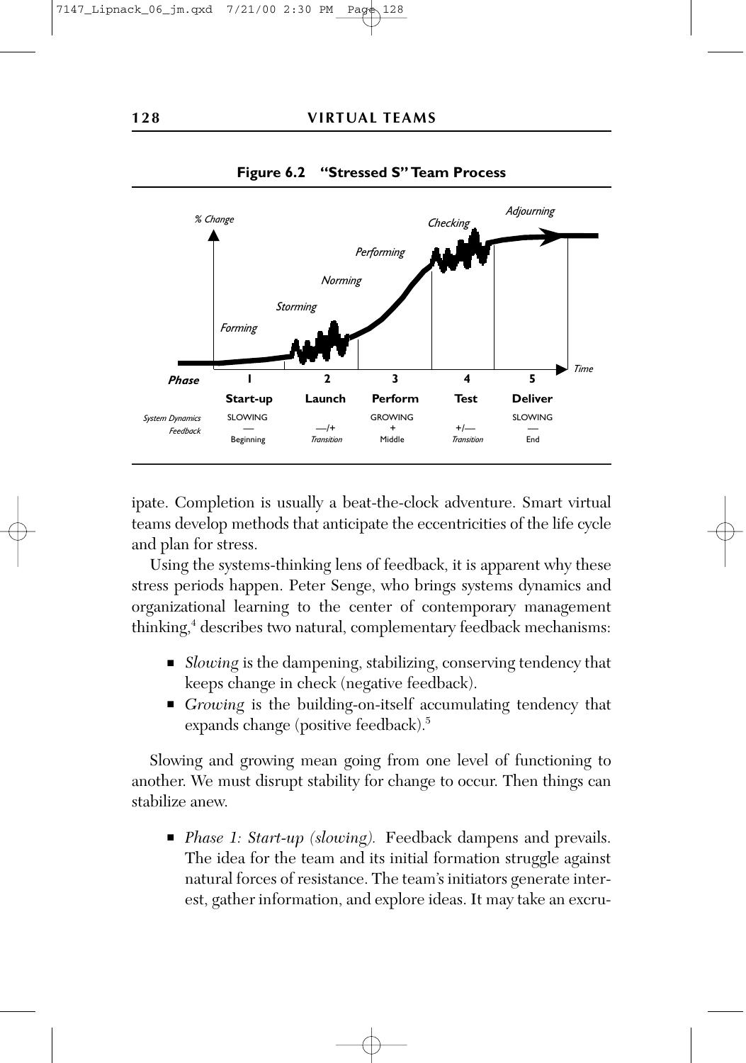**Figure 6.2 "Stressed S" Team Process**

| Phase | 1 | 2 | 3 | 4 | 5 |
|---|---|---|---|---|---|
| | Start-up | Launch | Perform | Test | Deliver |
| System Dynamics Feedback | SLOWING — Beginning | —/+ Transition | GROWING + Middle | +/— Transition | SLOWING — End |

ipate. Completion is usually a beat-the-clock adventure. Smart virtual teams develop methods that anticipate the eccentricities of the life cycle and plan for stress.

Using the systems-thinking lens of feedback, it is apparent why these stress periods happen. Peter Senge, who brings systems dynamics and organizational learning to the center of contemporary management thinking,[4] describes two natural, complementary feedback mechanisms:

- *Slowing* is the dampening, stabilizing, conserving tendency that keeps change in check (negative feedback).
- *Growing* is the building-on-itself accumulating tendency that expands change (positive feedback).[5]

Slowing and growing mean going from one level of functioning to another. We must disrupt stability for change to occur. Then things can stabilize anew.

- *Phase 1: Start-up (slowing).* Feedback dampens and prevails. The idea for the team and its initial formation struggle against natural forces of resistance. The team's initiators generate interest, gather information, and explore ideas. It may take an excru-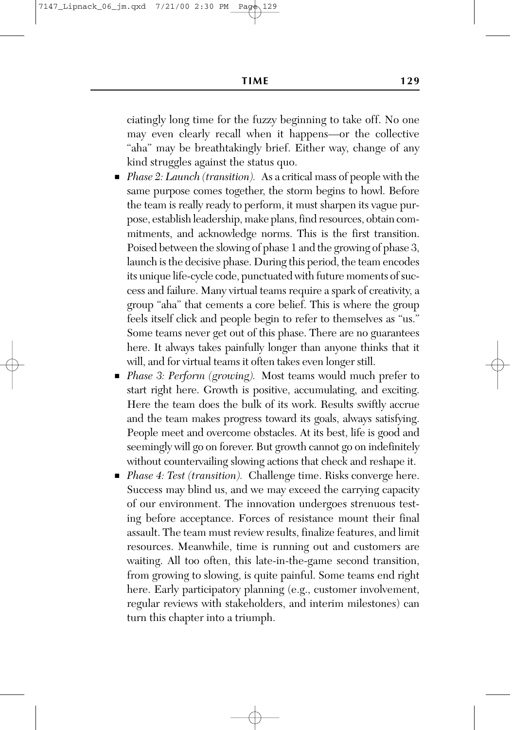ciatingly long time for the fuzzy beginning to take off. No one may even clearly recall when it happens—or the collective "aha" may be breathtakingly brief. Either way, change of any kind struggles against the status quo.

- *Phase 2: Launch (transition).* As a critical mass of people with the same purpose comes together, the storm begins to howl. Before the team is really ready to perform, it must sharpen its vague purpose, establish leadership, make plans, find resources, obtain commitments, and acknowledge norms. This is the first transition. Poised between the slowing of phase 1 and the growing of phase 3, launch is the decisive phase. During this period, the team encodes its unique life-cycle code, punctuated with future moments of success and failure. Many virtual teams require a spark of creativity, a group "aha" that cements a core belief. This is where the group feels itself click and people begin to refer to themselves as "us." Some teams never get out of this phase. There are no guarantees here. It always takes painfully longer than anyone thinks that it will, and for virtual teams it often takes even longer still.
- *Phase 3: Perform (growing).* Most teams would much prefer to start right here. Growth is positive, accumulating, and exciting. Here the team does the bulk of its work. Results swiftly accrue and the team makes progress toward its goals, always satisfying. People meet and overcome obstacles. At its best, life is good and seemingly will go on forever. But growth cannot go on indefinitely without countervailing slowing actions that check and reshape it.
- *Phase 4: Test (transition).* Challenge time. Risks converge here. Success may blind us, and we may exceed the carrying capacity of our environment. The innovation undergoes strenuous testing before acceptance. Forces of resistance mount their final assault. The team must review results, finalize features, and limit resources. Meanwhile, time is running out and customers are waiting. All too often, this late-in-the-game second transition, from growing to slowing, is quite painful. Some teams end right here. Early participatory planning (e.g., customer involvement, regular reviews with stakeholders, and interim milestones) can turn this chapter into a triumph.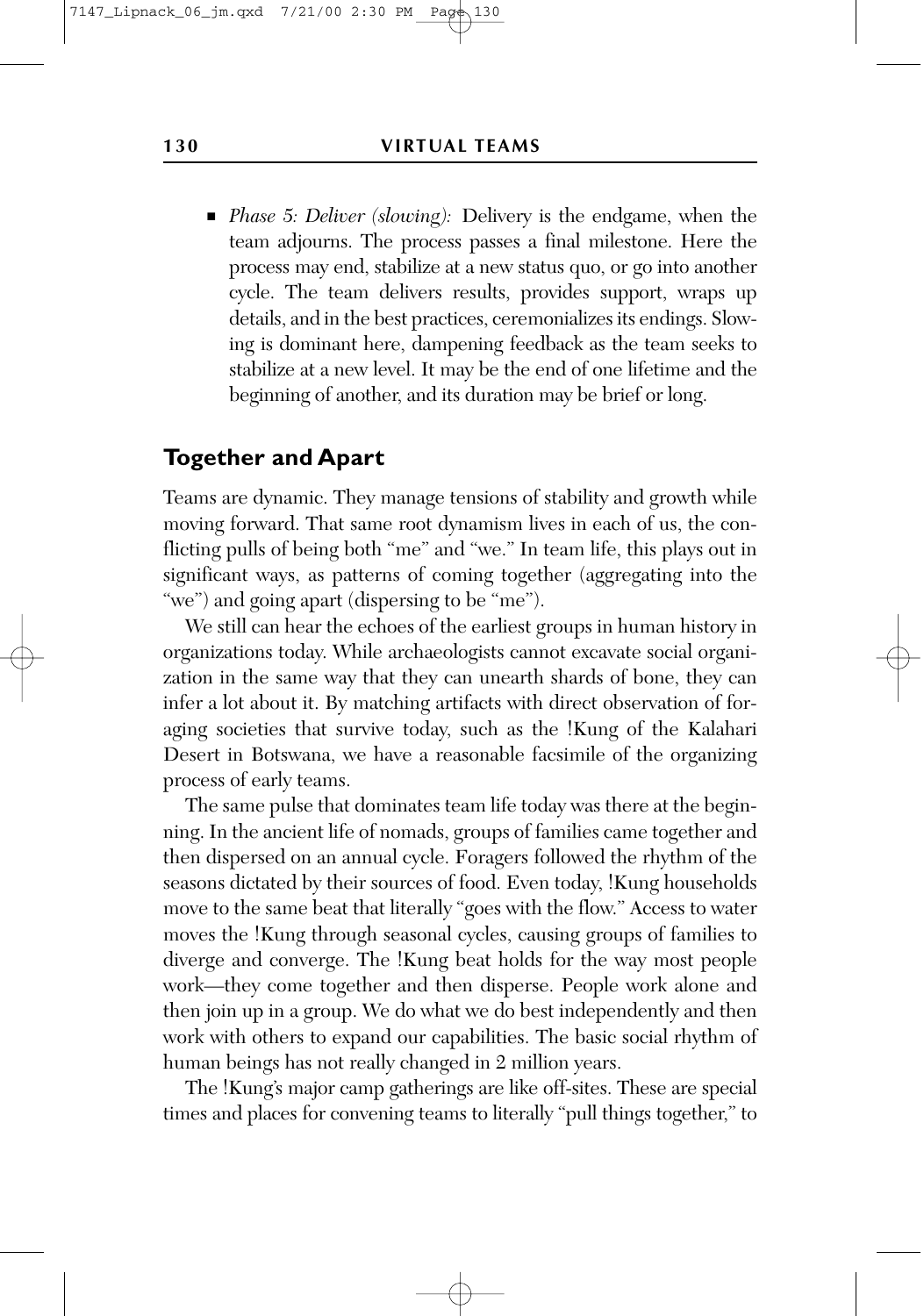- *Phase 5: Deliver (slowing):* Delivery is the endgame, when the team adjourns. The process passes a final milestone. Here the process may end, stabilize at a new status quo, or go into another cycle. The team delivers results, provides support, wraps up details, and in the best practices, ceremonializes its endings. Slowing is dominant here, dampening feedback as the team seeks to stabilize at a new level. It may be the end of one lifetime and the beginning of another, and its duration may be brief or long.

## Together and Apart

Teams are dynamic. They manage tensions of stability and growth while moving forward. That same root dynamism lives in each of us, the conflicting pulls of being both "me" and "we." In team life, this plays out in significant ways, as patterns of coming together (aggregating into the "we") and going apart (dispersing to be "me").

We still can hear the echoes of the earliest groups in human history in organizations today. While archaeologists cannot excavate social organization in the same way that they can unearth shards of bone, they can infer a lot about it. By matching artifacts with direct observation of foraging societies that survive today, such as the !Kung of the Kalahari Desert in Botswana, we have a reasonable facsimile of the organizing process of early teams.

The same pulse that dominates team life today was there at the beginning. In the ancient life of nomads, groups of families came together and then dispersed on an annual cycle. Foragers followed the rhythm of the seasons dictated by their sources of food. Even today, !Kung households move to the same beat that literally "goes with the flow." Access to water moves the !Kung through seasonal cycles, causing groups of families to diverge and converge. The !Kung beat holds for the way most people work—they come together and then disperse. People work alone and then join up in a group. We do what we do best independently and then work with others to expand our capabilities. The basic social rhythm of human beings has not really changed in 2 million years.

The !Kung's major camp gatherings are like off-sites. These are special times and places for convening teams to literally "pull things together," to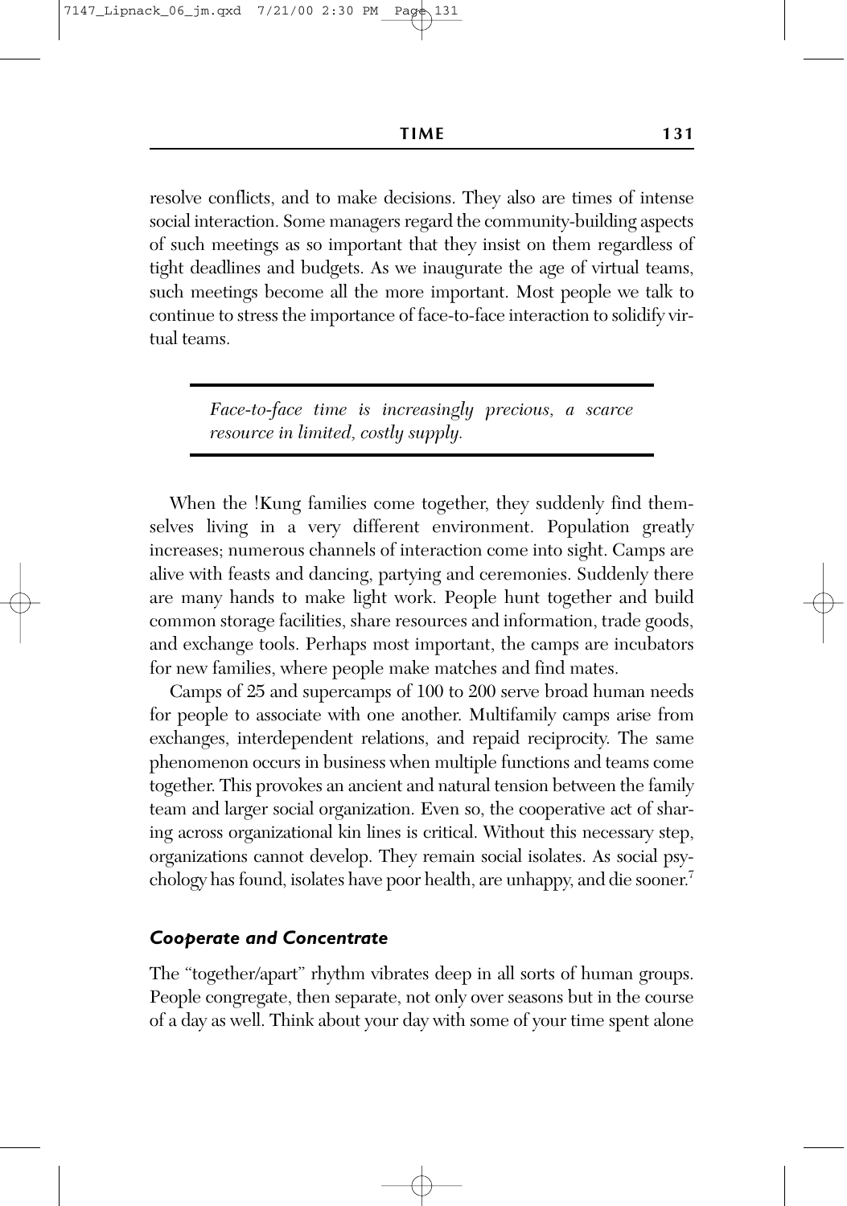resolve conflicts, and to make decisions. They also are times of intense social interaction. Some managers regard the community-building aspects of such meetings as so important that they insist on them regardless of tight deadlines and budgets. As we inaugurate the age of virtual teams, such meetings become all the more important. Most people we talk to continue to stress the importance of face-to-face interaction to solidify virtual teams.

> *Face-to-face time is increasingly precious, a scarce resource in limited, costly supply.*

When the !Kung families come together, they suddenly find themselves living in a very different environment. Population greatly increases; numerous channels of interaction come into sight. Camps are alive with feasts and dancing, partying and ceremonies. Suddenly there are many hands to make light work. People hunt together and build common storage facilities, share resources and information, trade goods, and exchange tools. Perhaps most important, the camps are incubators for new families, where people make matches and find mates.

Camps of 25 and supercamps of 100 to 200 serve broad human needs for people to associate with one another. Multifamily camps arise from exchanges, interdependent relations, and repaid reciprocity. The same phenomenon occurs in business when multiple functions and teams come together. This provokes an ancient and natural tension between the family team and larger social organization. Even so, the cooperative act of sharing across organizational kin lines is critical. Without this necessary step, organizations cannot develop. They remain social isolates. As social psychology has found, isolates have poor health, are unhappy, and die sooner.[7]

### *Cooperate and Concentrate*

The "together/apart" rhythm vibrates deep in all sorts of human groups. People congregate, then separate, not only over seasons but in the course of a day as well. Think about your day with some of your time spent alone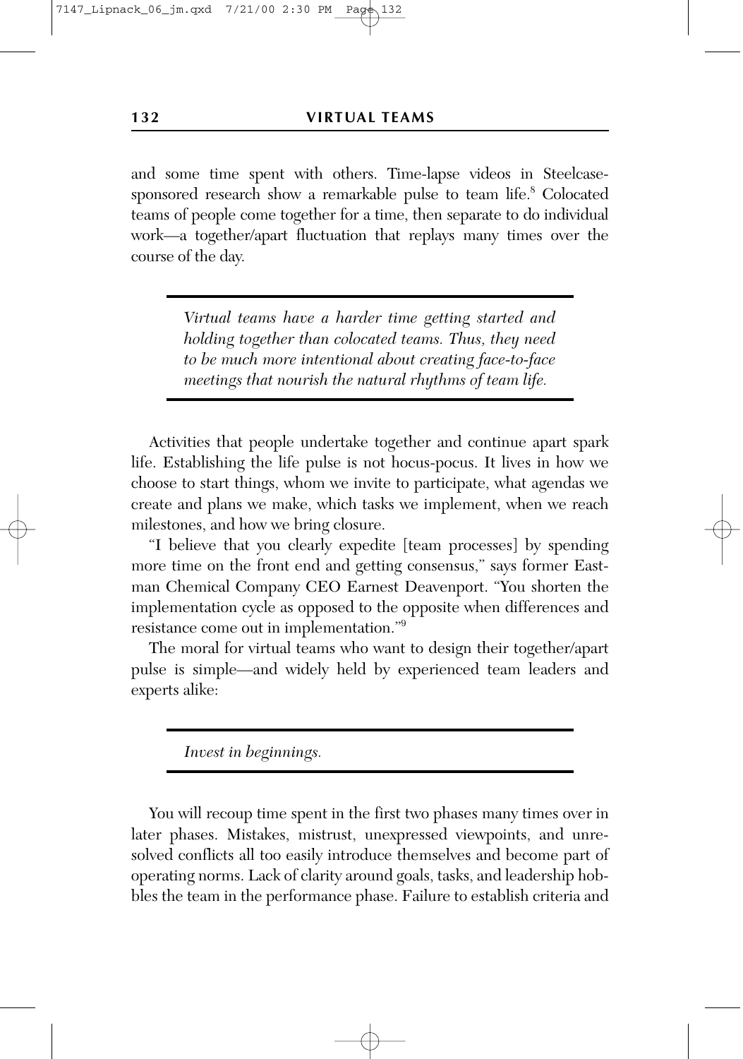and some time spent with others. Time-lapse videos in Steelcase-sponsored research show a remarkable pulse to team life.[8] Colocated teams of people come together for a time, then separate to do individual work—a together/apart fluctuation that replays many times over the course of the day.

> *Virtual teams have a harder time getting started and holding together than colocated teams. Thus, they need to be much more intentional about creating face-to-face meetings that nourish the natural rhythms of team life.*

Activities that people undertake together and continue apart spark life. Establishing the life pulse is not hocus-pocus. It lives in how we choose to start things, whom we invite to participate, what agendas we create and plans we make, which tasks we implement, when we reach milestones, and how we bring closure.

"I believe that you clearly expedite [team processes] by spending more time on the front end and getting consensus," says former Eastman Chemical Company CEO Earnest Deavenport. "You shorten the implementation cycle as opposed to the opposite when differences and resistance come out in implementation."[9]

The moral for virtual teams who want to design their together/apart pulse is simple—and widely held by experienced team leaders and experts alike:

> *Invest in beginnings.*

You will recoup time spent in the first two phases many times over in later phases. Mistakes, mistrust, unexpressed viewpoints, and unresolved conflicts all too easily introduce themselves and become part of operating norms. Lack of clarity around goals, tasks, and leadership hobbles the team in the performance phase. Failure to establish criteria and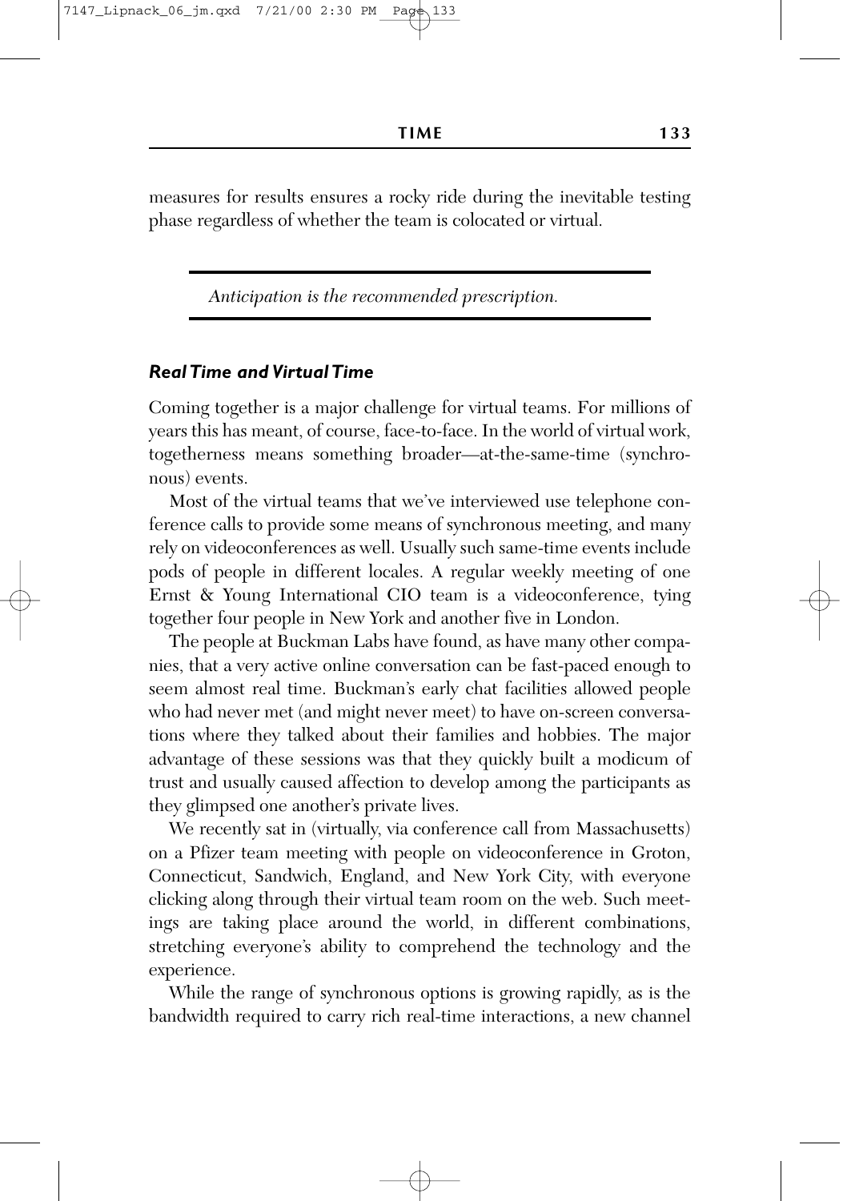measures for results ensures a rocky ride during the inevitable testing phase regardless of whether the team is colocated or virtual.

---

*Anticipation is the recommended prescription.*

---

### *Real Time and Virtual Time*

Coming together is a major challenge for virtual teams. For millions of years this has meant, of course, face-to-face. In the world of virtual work, togetherness means something broader—at-the-same-time (synchronous) events.

Most of the virtual teams that we've interviewed use telephone conference calls to provide some means of synchronous meeting, and many rely on videoconferences as well. Usually such same-time events include pods of people in different locales. A regular weekly meeting of one Ernst & Young International CIO team is a videoconference, tying together four people in New York and another five in London.

The people at Buckman Labs have found, as have many other companies, that a very active online conversation can be fast-paced enough to seem almost real time. Buckman's early chat facilities allowed people who had never met (and might never meet) to have on-screen conversations where they talked about their families and hobbies. The major advantage of these sessions was that they quickly built a modicum of trust and usually caused affection to develop among the participants as they glimpsed one another's private lives.

We recently sat in (virtually, via conference call from Massachusetts) on a Pfizer team meeting with people on videoconference in Groton, Connecticut, Sandwich, England, and New York City, with everyone clicking along through their virtual team room on the web. Such meetings are taking place around the world, in different combinations, stretching everyone's ability to comprehend the technology and the experience.

While the range of synchronous options is growing rapidly, as is the bandwidth required to carry rich real-time interactions, a new channel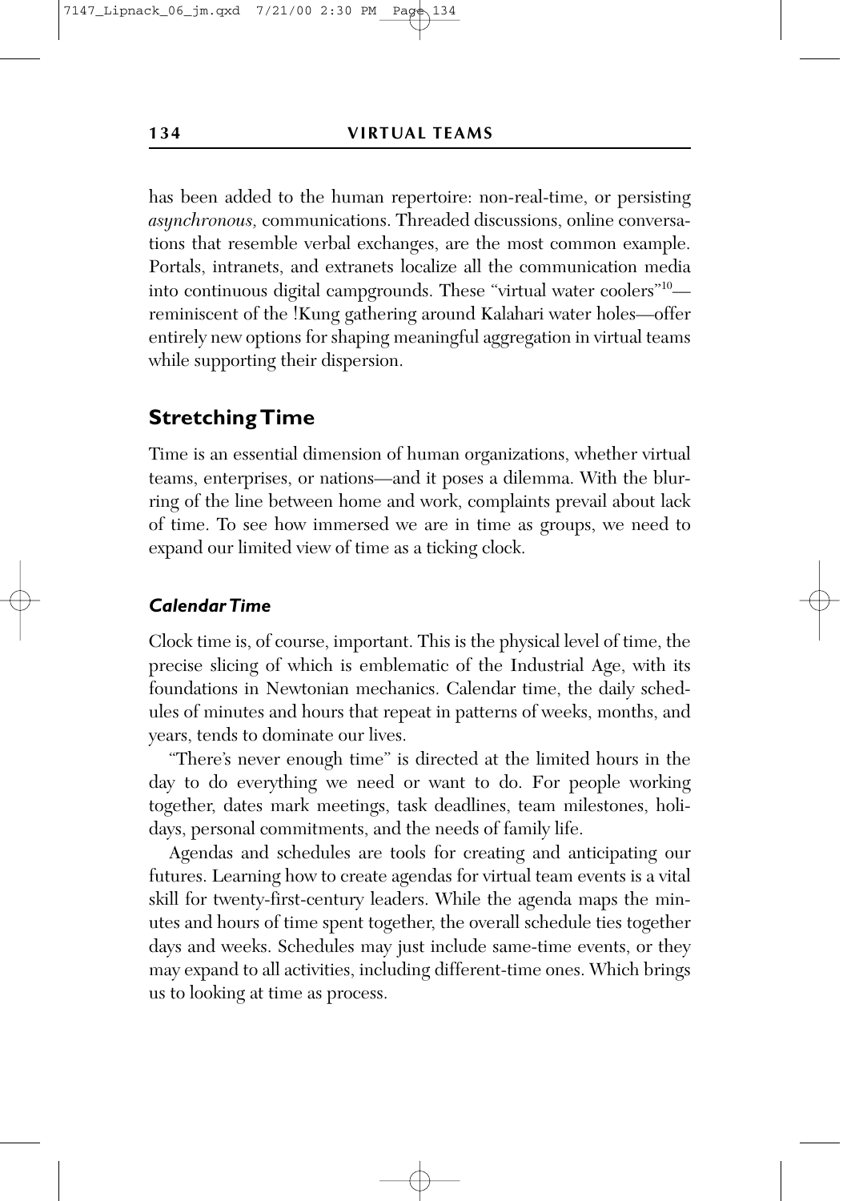has been added to the human repertoire: non-real-time, or persisting *asynchronous,* communications. Threaded discussions, online conversations that resemble verbal exchanges, are the most common example. Portals, intranets, and extranets localize all the communication media into continuous digital campgrounds. These "virtual water coolers"[10]—reminiscent of the !Kung gathering around Kalahari water holes—offer entirely new options for shaping meaningful aggregation in virtual teams while supporting their dispersion.

## Stretching Time

Time is an essential dimension of human organizations, whether virtual teams, enterprises, or nations—and it poses a dilemma. With the blurring of the line between home and work, complaints prevail about lack of time. To see how immersed we are in time as groups, we need to expand our limited view of time as a ticking clock.

### *Calendar Time*

Clock time is, of course, important. This is the physical level of time, the precise slicing of which is emblematic of the Industrial Age, with its foundations in Newtonian mechanics. Calendar time, the daily schedules of minutes and hours that repeat in patterns of weeks, months, and years, tends to dominate our lives.

"There's never enough time" is directed at the limited hours in the day to do everything we need or want to do. For people working together, dates mark meetings, task deadlines, team milestones, holidays, personal commitments, and the needs of family life.

Agendas and schedules are tools for creating and anticipating our futures. Learning how to create agendas for virtual team events is a vital skill for twenty-first-century leaders. While the agenda maps the minutes and hours of time spent together, the overall schedule ties together days and weeks. Schedules may just include same-time events, or they may expand to all activities, including different-time ones. Which brings us to looking at time as process.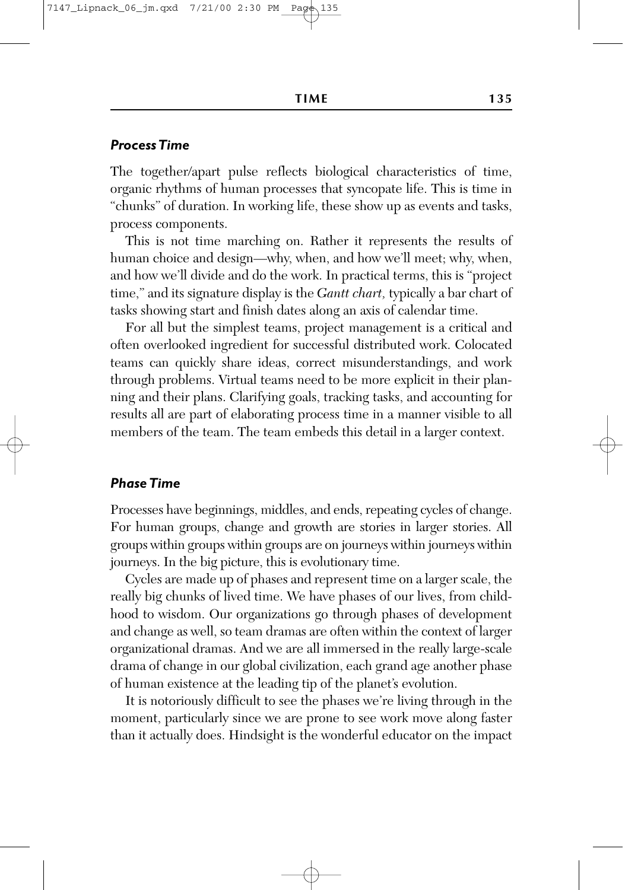### *Process Time*

The together/apart pulse reflects biological characteristics of time, organic rhythms of human processes that syncopate life. This is time in "chunks" of duration. In working life, these show up as events and tasks, process components.

This is not time marching on. Rather it represents the results of human choice and design—why, when, and how we'll meet; why, when, and how we'll divide and do the work. In practical terms, this is "project time," and its signature display is the *Gantt chart,* typically a bar chart of tasks showing start and finish dates along an axis of calendar time.

For all but the simplest teams, project management is a critical and often overlooked ingredient for successful distributed work. Colocated teams can quickly share ideas, correct misunderstandings, and work through problems. Virtual teams need to be more explicit in their planning and their plans. Clarifying goals, tracking tasks, and accounting for results all are part of elaborating process time in a manner visible to all members of the team. The team embeds this detail in a larger context.

### *Phase Time*

Processes have beginnings, middles, and ends, repeating cycles of change. For human groups, change and growth are stories in larger stories. All groups within groups within groups are on journeys within journeys within journeys. In the big picture, this is evolutionary time.

Cycles are made up of phases and represent time on a larger scale, the really big chunks of lived time. We have phases of our lives, from childhood to wisdom. Our organizations go through phases of development and change as well, so team dramas are often within the context of larger organizational dramas. And we are all immersed in the really large-scale drama of change in our global civilization, each grand age another phase of human existence at the leading tip of the planet's evolution.

It is notoriously difficult to see the phases we're living through in the moment, particularly since we are prone to see work move along faster than it actually does. Hindsight is the wonderful educator on the impact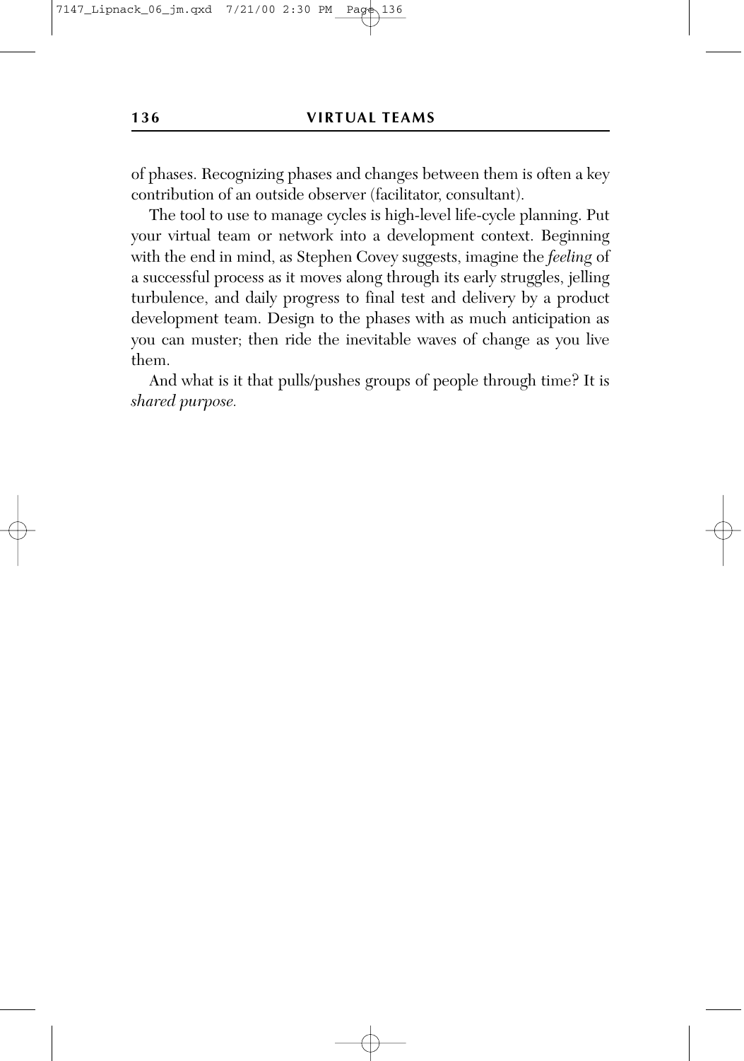of phases. Recognizing phases and changes between them is often a key contribution of an outside observer (facilitator, consultant).

The tool to use to manage cycles is high-level life-cycle planning. Put your virtual team or network into a development context. Beginning with the end in mind, as Stephen Covey suggests, imagine the *feeling* of a successful process as it moves along through its early struggles, jelling turbulence, and daily progress to final test and delivery by a product development team. Design to the phases with as much anticipation as you can muster; then ride the inevitable waves of change as you live them.

And what is it that pulls/pushes groups of people through time? It is *shared purpose.*